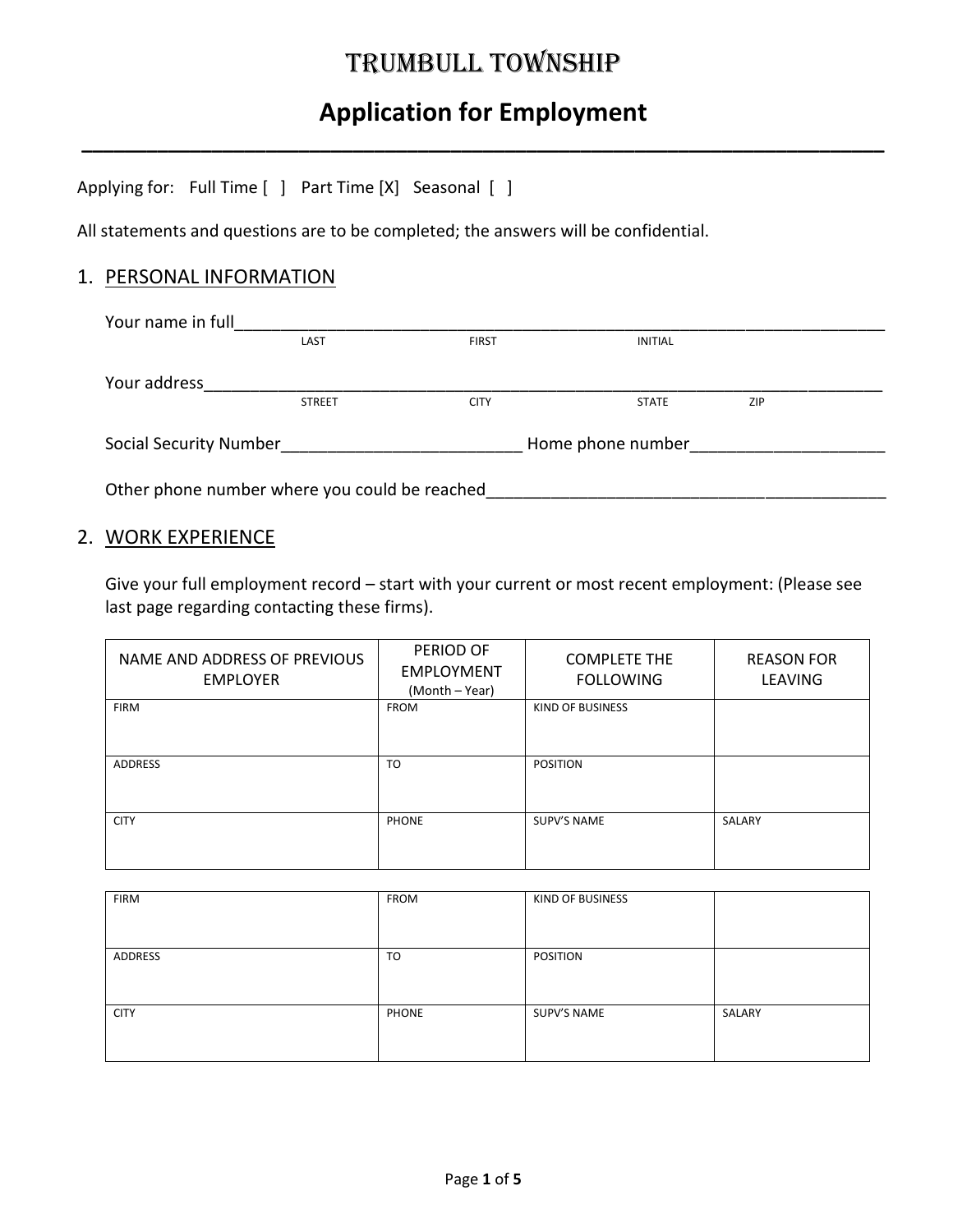# TRUMBULL TOWNSHIP

## Application for Employment

Applying for: Full Time [ ] Part Time [X] Seasonal [ ]

All statements and questions are to be completed; the answers will be confidential.

### 1. PERSONAL INFORMATION

Your name in full_______________________________________________________________
LAST FIRST INITIAL

Your address_________________________________________________________________
STREET CITY STATE ZIP

Social Security Number__________________________ Home phone number_____________________

Other phone number where you could be reached____________________________________________

### 2. WORK EXPERIENCE

Give your full employment record – start with your current or most recent employment: (Please see last page regarding contacting these firms).

| NAME AND ADDRESS OF PREVIOUS EMPLOYER | PERIOD OF EMPLOYMENT (Month – Year) | COMPLETE THE FOLLOWING | REASON FOR LEAVING |
|---|---|---|---|
| FIRM | FROM | KIND OF BUSINESS | |
| ADDRESS | TO | POSITION | |
| CITY | PHONE | SUPV'S NAME | SALARY |

| | | | |
|---|---|---|---|
| FIRM | FROM | KIND OF BUSINESS | |
| ADDRESS | TO | POSITION | |
| CITY | PHONE | SUPV'S NAME | SALARY |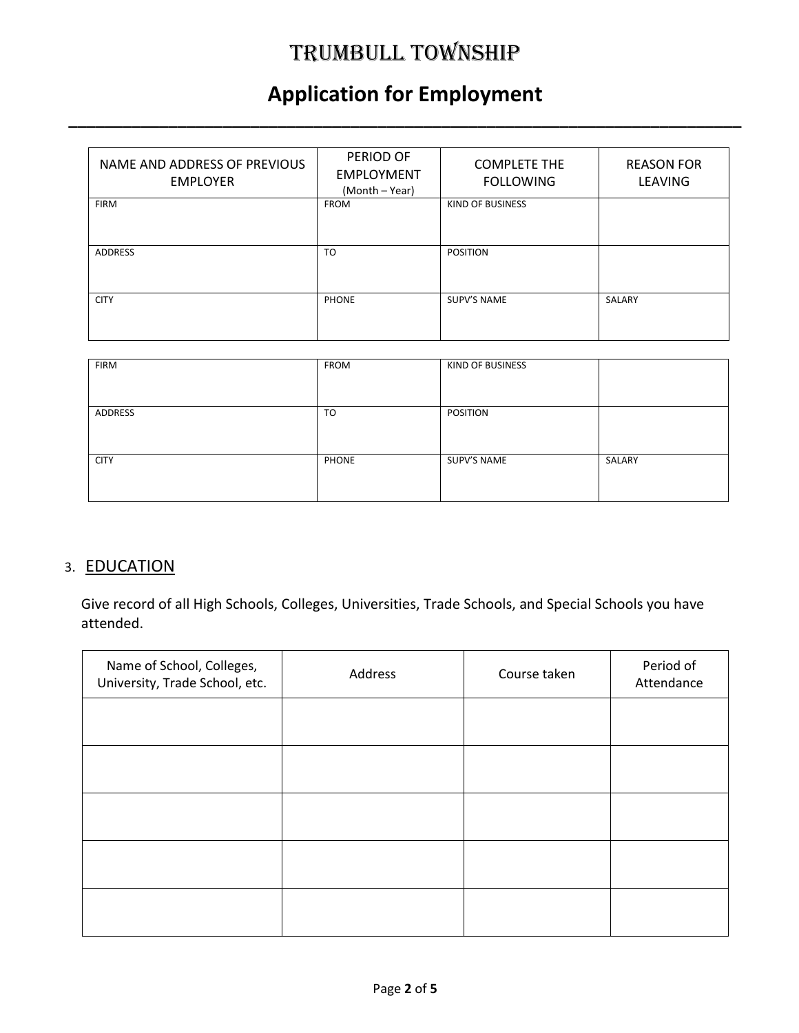# TRUMBULL TOWNSHIP

## Application for Employment

| NAME AND ADDRESS OF PREVIOUS EMPLOYER | PERIOD OF EMPLOYMENT (Month – Year) | COMPLETE THE FOLLOWING | REASON FOR LEAVING |
|---|---|---|---|
| FIRM | FROM | KIND OF BUSINESS | |
| ADDRESS | TO | POSITION | |
| CITY | PHONE | SUPV'S NAME | SALARY |

| | | | |
|---|---|---|---|
| FIRM | FROM | KIND OF BUSINESS | |
| ADDRESS | TO | POSITION | |
| CITY | PHONE | SUPV'S NAME | SALARY |

3. EDUCATION

Give record of all High Schools, Colleges, Universities, Trade Schools, and Special Schools you have attended.

| Name of School, Colleges, University, Trade School, etc. | Address | Course taken | Period of Attendance |
|---|---|---|---|
| | | | |
| | | | |
| | | | |
| | | | |
| | | | |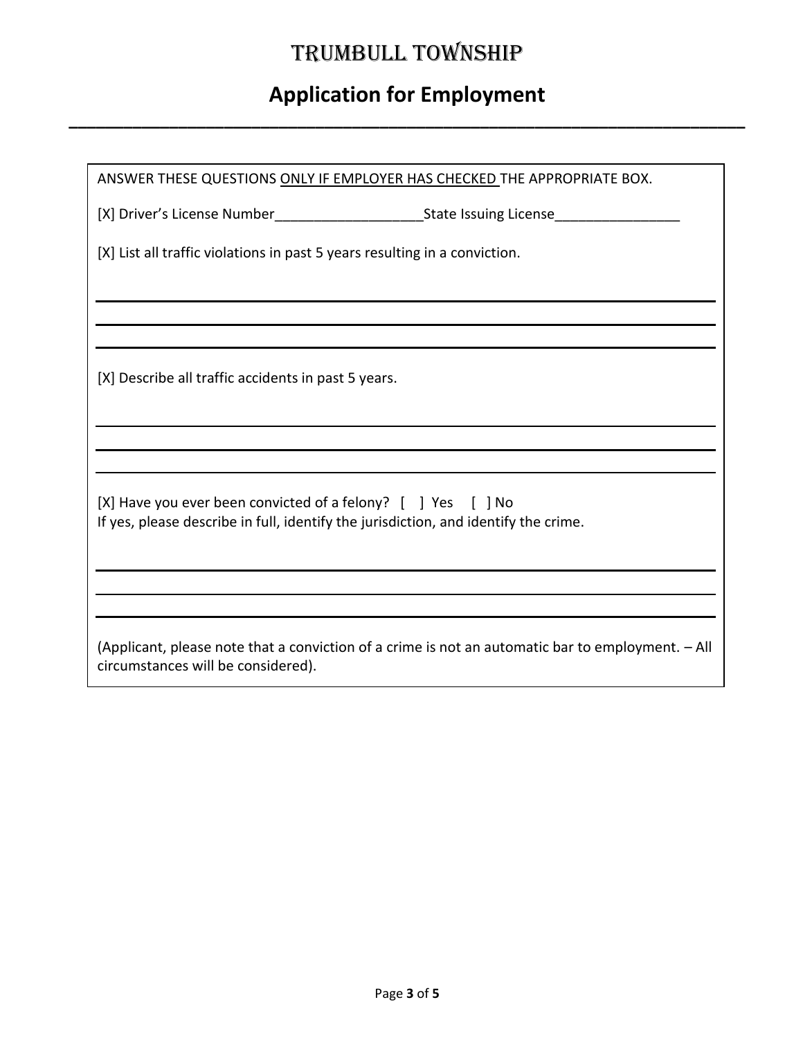# Trumbull Township

## Application for Employment

ANSWER THESE QUESTIONS ONLY IF EMPLOYER HAS CHECKED THE APPROPRIATE BOX.

[X] Driver's License Number___________________State Issuing License________________

[X] List all traffic violations in past 5 years resulting in a conviction.

___________________________________________________________________________

___________________________________________________________________________

___________________________________________________________________________

[X] Describe all traffic accidents in past 5 years.

___________________________________________________________________________

___________________________________________________________________________

___________________________________________________________________________

[X] Have you ever been convicted of a felony? [ ] Yes [ ] No
If yes, please describe in full, identify the jurisdiction, and identify the crime.

___________________________________________________________________________

___________________________________________________________________________

___________________________________________________________________________

(Applicant, please note that a conviction of a crime is not an automatic bar to employment. – All circumstances will be considered).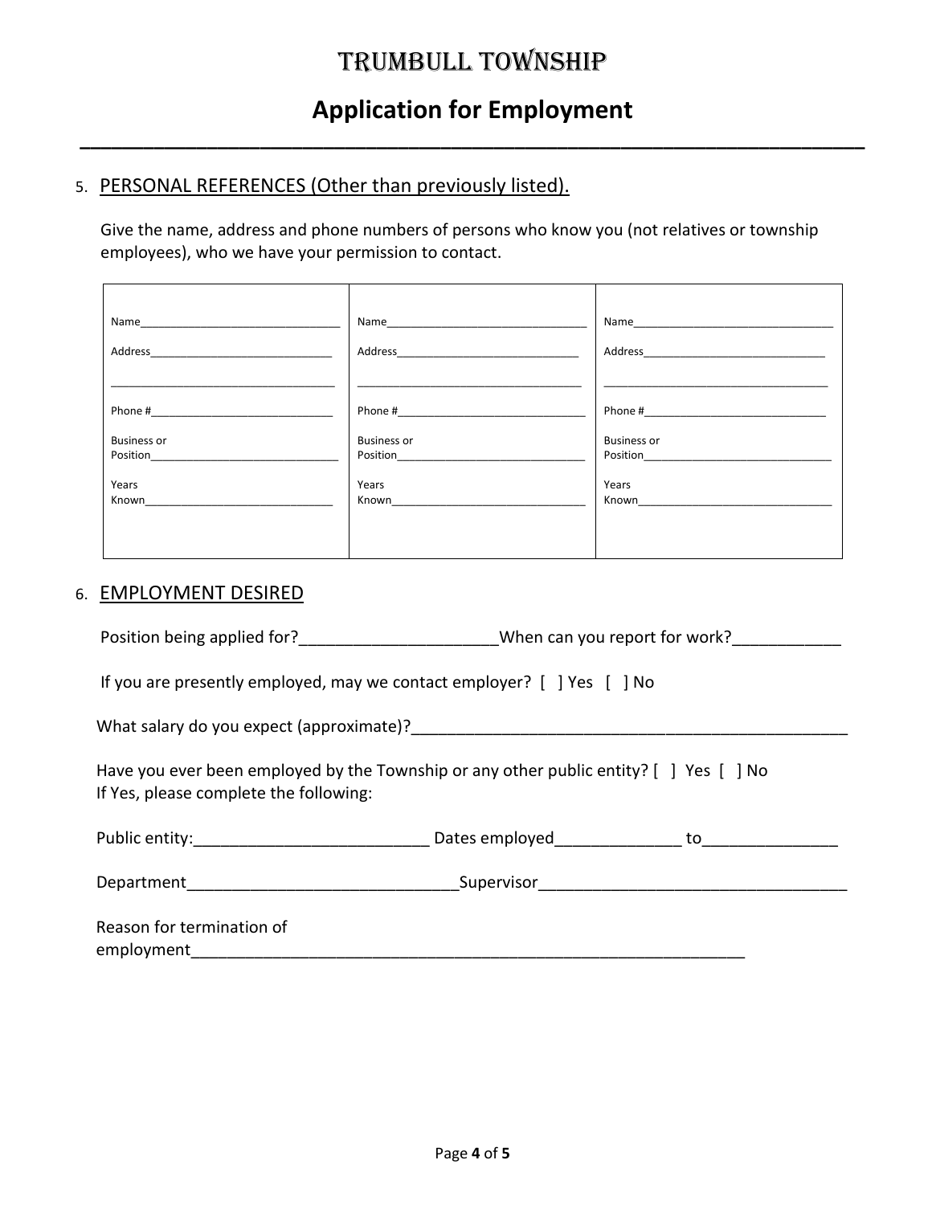# TRUMBULL TOWNSHIP

## Application for Employment

5. PERSONAL REFERENCES (Other than previously listed).

Give the name, address and phone numbers of persons who know you (not relatives or township employees), who we have your permission to contact.

| | | |
|---|---|---|
| Name_______________ | Name_______________ | Name_______________ |
| Address_______________ | Address_______________ | Address_______________ |
| _______________ | _______________ | _______________ |
| Phone #_______________ | Phone #_______________ | Phone #_______________ |
| Business or Position_______________ | Business or Position_______________ | Business or Position_______________ |
| Years Known_______________ | Years Known_______________ | Years Known_______________ |

6. EMPLOYMENT DESIRED

Position being applied for?_______________ When can you report for work?____________

If you are presently employed, may we contact employer? [ ] Yes [ ] No

What salary do you expect (approximate)?_______________

Have you ever been employed by the Township or any other public entity? [ ] Yes [ ] No
If Yes, please complete the following:

Public entity:_______________ Dates employed_______________ to_______________

Department_______________ Supervisor_______________

Reason for termination of employment_______________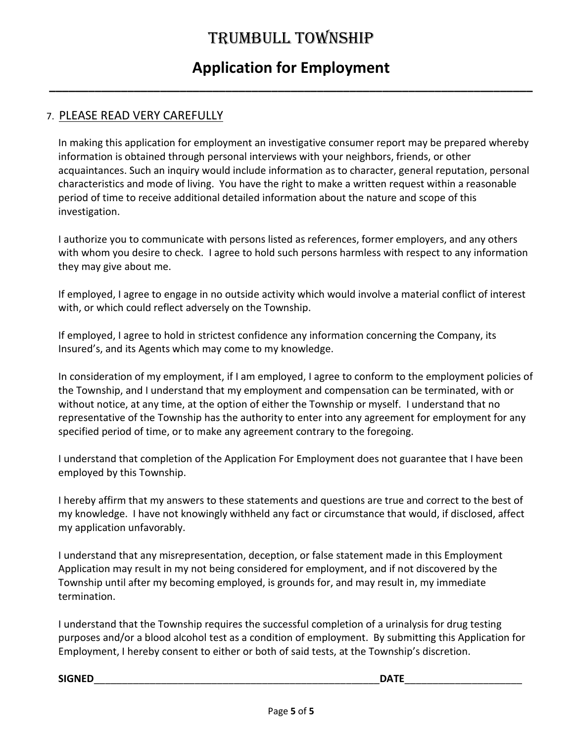# TRUMBULL TOWNSHIP

## Application for Employment

### 7. PLEASE READ VERY CAREFULLY

In making this application for employment an investigative consumer report may be prepared whereby information is obtained through personal interviews with your neighbors, friends, or other acquaintances. Such an inquiry would include information as to character, general reputation, personal characteristics and mode of living. You have the right to make a written request within a reasonable period of time to receive additional detailed information about the nature and scope of this investigation.

I authorize you to communicate with persons listed as references, former employers, and any others with whom you desire to check. I agree to hold such persons harmless with respect to any information they may give about me.

If employed, I agree to engage in no outside activity which would involve a material conflict of interest with, or which could reflect adversely on the Township.

If employed, I agree to hold in strictest confidence any information concerning the Company, its Insured's, and its Agents which may come to my knowledge.

In consideration of my employment, if I am employed, I agree to conform to the employment policies of the Township, and I understand that my employment and compensation can be terminated, with or without notice, at any time, at the option of either the Township or myself. I understand that no representative of the Township has the authority to enter into any agreement for employment for any specified period of time, or to make any agreement contrary to the foregoing.

I understand that completion of the Application For Employment does not guarantee that I have been employed by this Township.

I hereby affirm that my answers to these statements and questions are true and correct to the best of my knowledge. I have not knowingly withheld any fact or circumstance that would, if disclosed, affect my application unfavorably.

I understand that any misrepresentation, deception, or false statement made in this Employment Application may result in my not being considered for employment, and if not discovered by the Township until after my becoming employed, is grounds for, and may result in, my immediate termination.

I understand that the Township requires the successful completion of a urinalysis for drug testing purposes and/or a blood alcohol test as a condition of employment. By submitting this Application for Employment, I hereby consent to either or both of said tests, at the Township's discretion.

**SIGNED**_____________________________________________________**DATE**_____________________